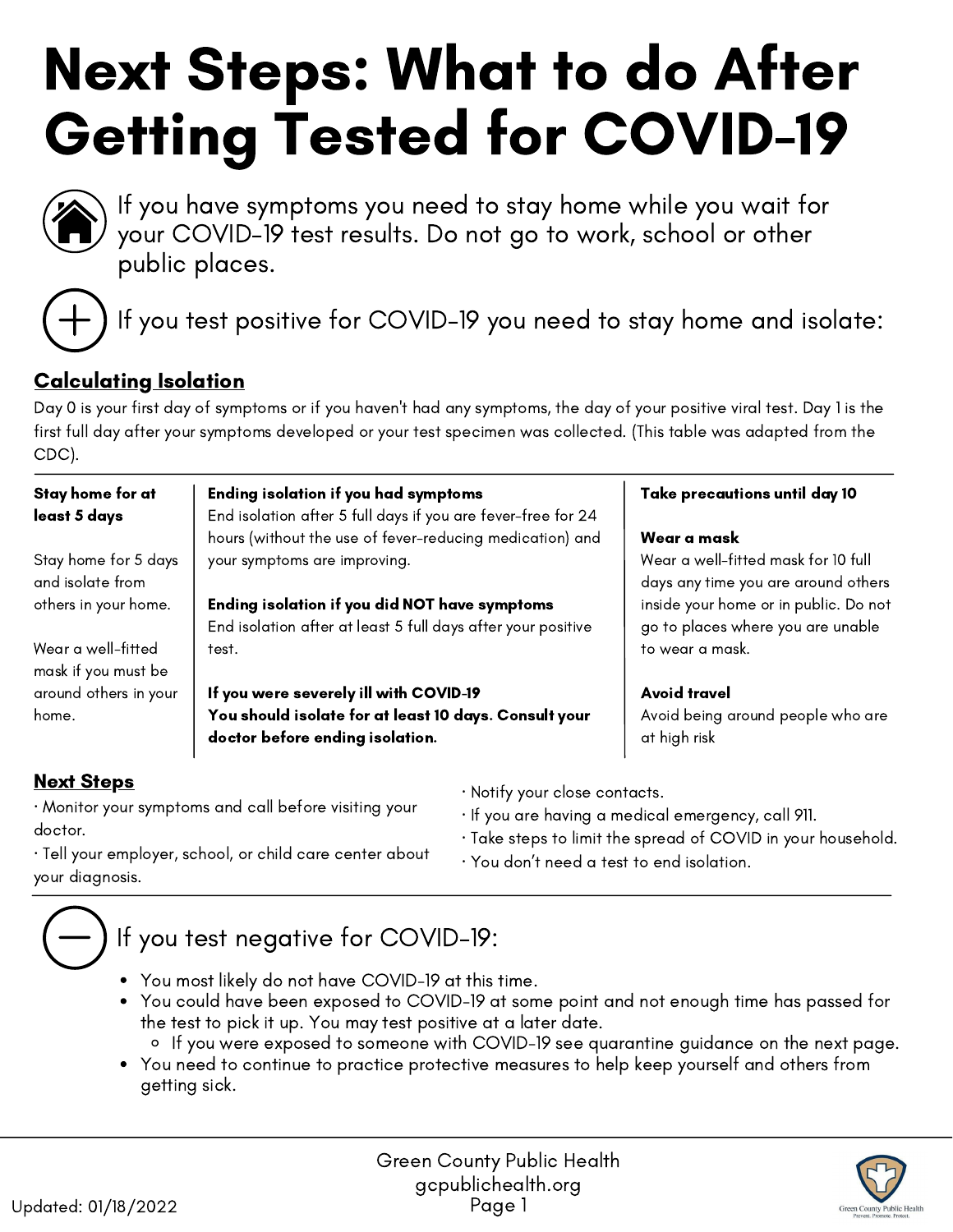# Next Steps: What to do After Getting Tested for COVID-19

If you have symptoms you need to stay home while you wait for your COVID-19 test results. Do not go to work, school or other public places.

If you test positive for COVID-19 you need to stay home and isolate:

## Calculating Isolation

Day 0 is your first day of symptoms or if you haven't had any symptoms, the day of your positive viral test. Day 1 is the first full day after your symptoms developed or your test specimen was collected. (This table was adapted from the CDC).

| **Stay home for at least 5 days** | **Ending isolation if you had symptoms** | **Take precautions until day 10** |
|---|---|---|
| Stay home for 5 days and isolate from others in your home.<br><br>Wear a well-fitted mask if you must be around others in your home. | End isolation after 5 full days if you are fever-free for 24 hours (without the use of fever-reducing medication) and your symptoms are improving.<br><br>**Ending isolation if you did NOT have symptoms**<br>End isolation after at least 5 full days after your positive test.<br><br>**If you were severely ill with COVID-19**<br>**You should isolate for at least 10 days. Consult your doctor before ending isolation.** | **Wear a mask**<br>Wear a well-fitted mask for 10 full days any time you are around others inside your home or in public. Do not go to places where you are unable to wear a mask.<br><br>**Avoid travel**<br>Avoid being around people who are at high risk |

## Next Steps

- Monitor your symptoms and call before visiting your doctor.
- Tell your employer, school, or child care center about your diagnosis.
- Notify your close contacts.
- If you are having a medical emergency, call 911.
- Take steps to limit the spread of COVID in your household.
- You don't need a test to end isolation.

If you test negative for COVID-19:

- You most likely do not have COVID-19 at this time.
- You could have been exposed to COVID-19 at some point and not enough time has passed for the test to pick it up. You may test positive at a later date.
  - If you were exposed to someone with COVID-19 see quarantine guidance on the next page.
- You need to continue to practice protective measures to help keep yourself and others from getting sick.

Updated: 01/18/2022

Green County Public Health
gcpublichealth.org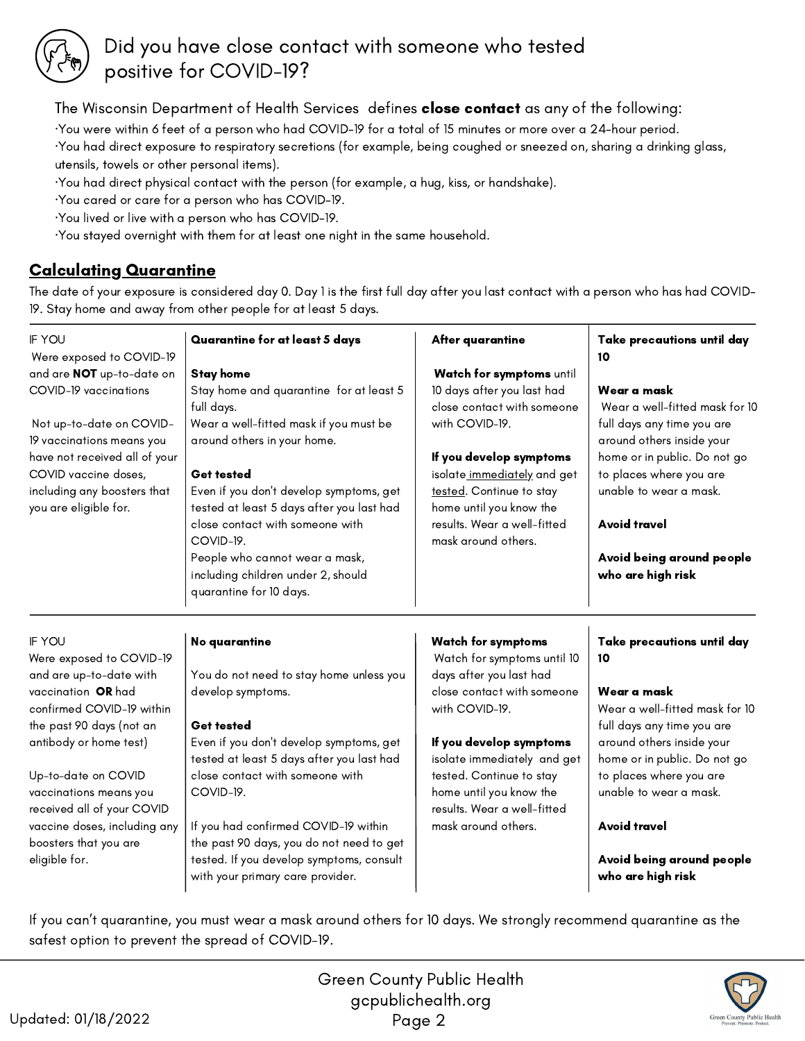## Did you have close contact with someone who tested positive for COVID-19?

The Wisconsin Department of Health Services defines **close contact** as any of the following:

- You were within 6 feet of a person who had COVID-19 for a total of 15 minutes or more over a 24-hour period.
- You had direct exposure to respiratory secretions (for example, being coughed or sneezed on, sharing a drinking glass, utensils, towels or other personal items).
- You had direct physical contact with the person (for example, a hug, kiss, or handshake).
- You cared or care for a person who has COVID-19.
- You lived or live with a person who has COVID-19.
- You stayed overnight with them for at least one night in the same household.

### Calculating Quarantine

The date of your exposure is considered day 0. Day 1 is the first full day after you last contact with a person who has had COVID-19. Stay home and away from other people for at least 5 days.

| | | | |
|---|---|---|---|
| IF YOU Were exposed to COVID-19 and are **NOT** up-to-date on COVID-19 vaccinations<br><br>Not up-to-date on COVID-19 vaccinations means you have not received all of your COVID vaccine doses, including any boosters that you are eligible for. | **Quarantine for at least 5 days**<br><br>**Stay home**<br>Stay home and quarantine for at least 5 full days.<br>Wear a well-fitted mask if you must be around others in your home.<br><br>**Get tested**<br>Even if you don't develop symptoms, get tested at least 5 days after you last had close contact with someone with COVID-19.<br>People who cannot wear a mask, including children under 2, should quarantine for 10 days. | **After quarantine**<br><br>**Watch for symptoms** until 10 days after you last had close contact with someone with COVID-19.<br><br>**If you develop symptoms** isolate immediately and get tested. Continue to stay home until you know the results. Wear a well-fitted mask around others. | **Take precautions until day 10**<br><br>**Wear a mask**<br>Wear a well-fitted mask for 10 full days any time you are around others inside your home or in public. Do not go to places where you are unable to wear a mask.<br><br>**Avoid travel**<br><br>**Avoid being around people who are high risk** |
| IF YOU Were exposed to COVID-19 and are up-to-date with vaccination **OR** had confirmed COVID-19 within the past 90 days (not an antibody or home test)<br><br>Up-to-date on COVID vaccinations means you received all of your COVID vaccine doses, including any boosters that you are eligible for. | **No quarantine**<br><br>You do not need to stay home unless you develop symptoms.<br><br>**Get tested**<br>Even if you don't develop symptoms, get tested at least 5 days after you last had close contact with someone with COVID-19.<br><br>If you had confirmed COVID-19 within the past 90 days, you do not need to get tested. If you develop symptoms, consult with your primary care provider. | **Watch for symptoms**<br>Watch for symptoms until 10 days after you last had close contact with someone with COVID-19.<br><br>**If you develop symptoms** isolate immediately and get tested. Continue to stay home until you know the results. Wear a well-fitted mask around others. | **Take precautions until day 10**<br><br>**Wear a mask**<br>Wear a well-fitted mask for 10 full days any time you are around others inside your home or in public. Do not go to places where you are unable to wear a mask.<br><br>**Avoid travel**<br><br>**Avoid being around people who are high risk** |

If you can't quarantine, you must wear a mask around others for 10 days. We strongly recommend quarantine as the safest option to prevent the spread of COVID-19.

Green County Public Health
gcpublichealth.org

Updated: 01/18/2022